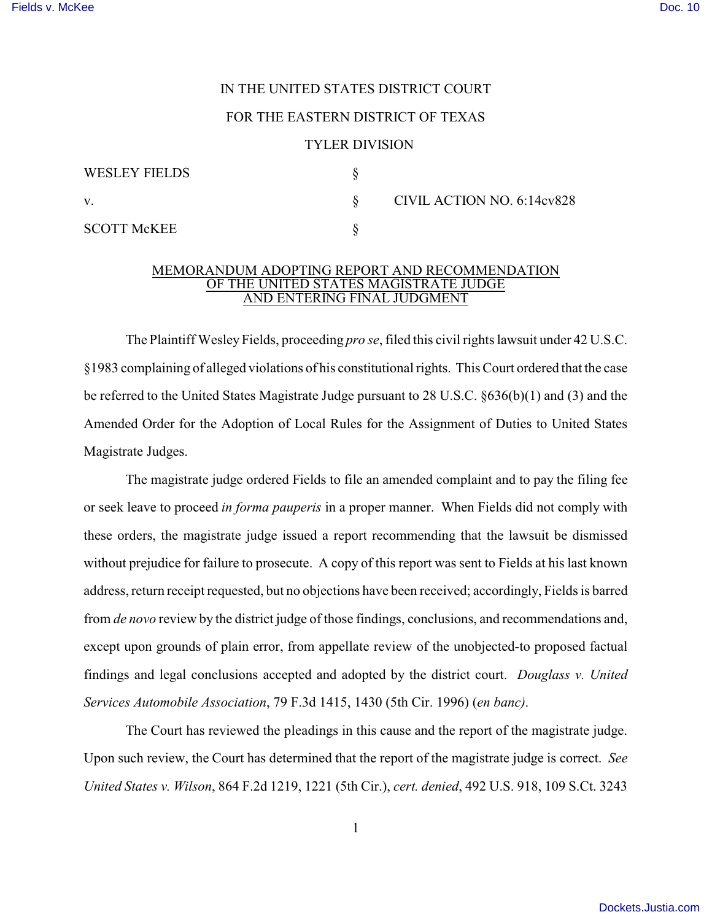IN THE UNITED STATES DISTRICT COURT

FOR THE EASTERN DISTRICT OF TEXAS

TYLER DIVISION

| | | |
|---|---|---|
| WESLEY FIELDS | § | |
| v. | § | CIVIL ACTION NO. 6:14cv828 |
| SCOTT McKEE | § | |

MEMORANDUM ADOPTING REPORT AND RECOMMENDATION OF THE UNITED STATES MAGISTRATE JUDGE AND ENTERING FINAL JUDGMENT

The Plaintiff Wesley Fields, proceeding *pro se*, filed this civil rights lawsuit under 42 U.S.C. §1983 complaining of alleged violations of his constitutional rights. This Court ordered that the case be referred to the United States Magistrate Judge pursuant to 28 U.S.C. §636(b)(1) and (3) and the Amended Order for the Adoption of Local Rules for the Assignment of Duties to United States Magistrate Judges.

The magistrate judge ordered Fields to file an amended complaint and to pay the filing fee or seek leave to proceed *in forma pauperis* in a proper manner. When Fields did not comply with these orders, the magistrate judge issued a report recommending that the lawsuit be dismissed without prejudice for failure to prosecute. A copy of this report was sent to Fields at his last known address, return receipt requested, but no objections have been received; accordingly, Fields is barred from *de novo* review by the district judge of those findings, conclusions, and recommendations and, except upon grounds of plain error, from appellate review of the unobjected-to proposed factual findings and legal conclusions accepted and adopted by the district court. *Douglass v. United Services Automobile Association*, 79 F.3d 1415, 1430 (5th Cir. 1996) (*en banc)*.

The Court has reviewed the pleadings in this cause and the report of the magistrate judge. Upon such review, the Court has determined that the report of the magistrate judge is correct. *See United States v. Wilson*, 864 F.2d 1219, 1221 (5th Cir.), *cert. denied*, 492 U.S. 918, 109 S.Ct. 3243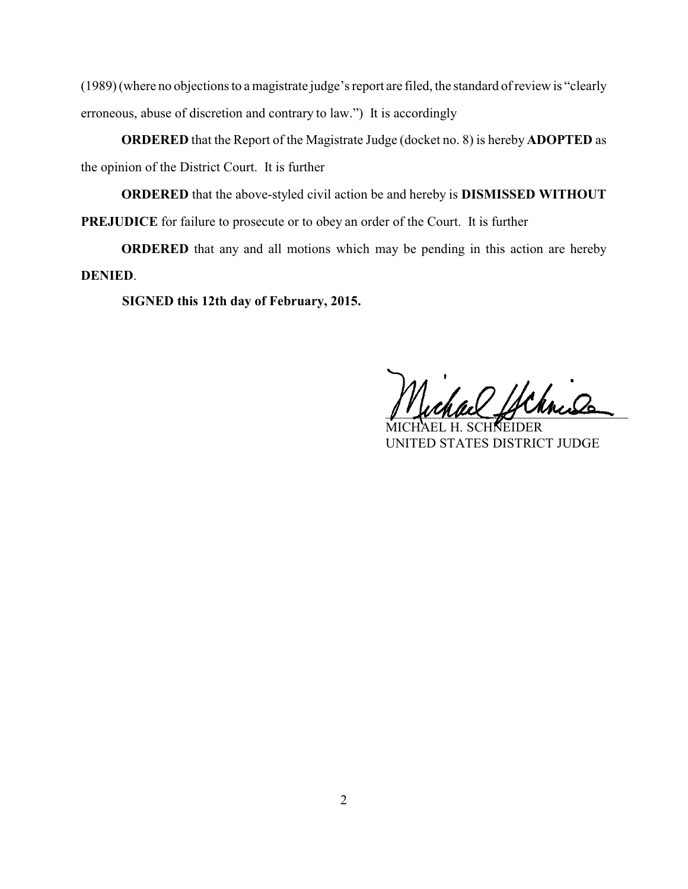(1989) (where no objections to a magistrate judge's report are filed, the standard of review is "clearly erroneous, abuse of discretion and contrary to law.") It is accordingly

**ORDERED** that the Report of the Magistrate Judge (docket no. 8) is hereby **ADOPTED** as the opinion of the District Court. It is further

**ORDERED** that the above-styled civil action be and hereby is **DISMISSED WITHOUT PREJUDICE** for failure to prosecute or to obey an order of the Court. It is further

**ORDERED** that any and all motions which may be pending in this action are hereby **DENIED**.

**SIGNED this 12th day of February, 2015.**

MICHAEL H. SCHNEIDER
UNITED STATES DISTRICT JUDGE